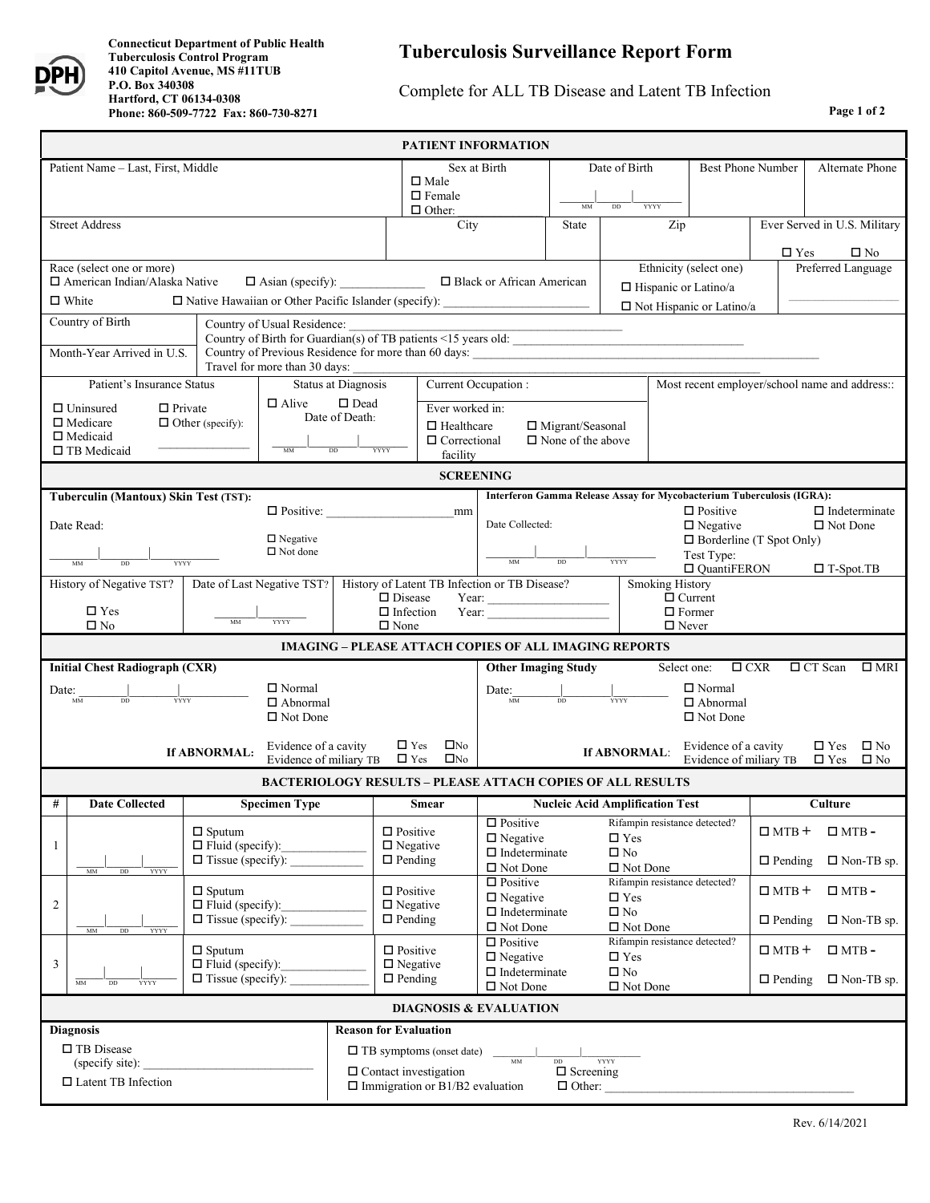**Connecticut Department of Public Health**
**Tuberculosis Control Program**
**410 Capitol Avenue, MS #11TUB**
**P.O. Box 340308**
**Hartford, CT 06134-0308**
**Phone: 860-509-7722 Fax: 860-730-8271**

# Tuberculosis Surveillance Report Form

Complete for ALL TB Disease and Latent TB Infection

## PATIENT INFORMATION

| Patient Name – Last, First, Middle | Sex at Birth<br>☐ Male<br>☐ Female<br>☐ Other: | Date of Birth<br>\_\_\_\|\_\_\_\|\_\_\_ MM DD YYYY | Best Phone Number | Alternate Phone |
|---|---|---|---|---|

| Street Address | City | State | Zip | Ever Served in U.S. Military<br>☐ Yes ☐ No |
|---|---|---|---|---|

| Race (select one or more)<br>☐ American Indian/Alaska Native ☐ Asian (specify): \_\_\_\_\_\_ ☐ Black or African American<br>☐ White ☐ Native Hawaiian or Other Pacific Islander (specify): \_\_\_\_\_\_ | Ethnicity (select one)<br>☐ Hispanic or Latino/a<br>☐ Not Hispanic or Latino/a | Preferred Language<br>\_\_\_\_\_\_ |
|---|---|---|

| Country of Birth<br><br>Month-Year Arrived in U.S. | Country of Usual Residence: \_\_\_\_\_\_<br>Country of Birth for Guardian(s) of TB patients <15 years old: \_\_\_\_\_\_<br>Country of Previous Residence for more than 60 days: \_\_\_\_\_\_<br>Travel for more than 30 days: \_\_\_\_\_\_ |
|---|---|

| Patient's Insurance Status | Status at Diagnosis | Current Occupation : | Most recent employer/school name and address:: |
|---|---|---|---|
| ☐ Uninsured ☐ Private<br>☐ Medicare ☐ Other (specify):<br>☐ Medicaid \_\_\_\_\_\_<br>☐ TB Medicaid | ☐ Alive ☐ Dead<br>Date of Death:<br>\_\_\_\|\_\_\_\|\_\_\_ MM DD YYYY | Ever worked in:<br>☐ Healthcare ☐ Migrant/Seasonal<br>☐ Correctional facility ☐ None of the above | |

## SCREENING

| Tuberculin (Mantoux) Skin Test (TST): | Interferon Gamma Release Assay for Mycobacterium Tuberculosis (IGRA): |
|---|---|
| Date Read:<br>\_\_\_\|\_\_\_\|\_\_\_ MM DD YYYY<br>☐ Positive: \_\_\_\_\_\_ mm<br>☐ Negative<br>☐ Not done | Date Collected:<br>\_\_\_\|\_\_\_\|\_\_\_ MM DD YYYY<br>☐ Positive ☐ Indeterminate<br>☐ Negative ☐ Not Done<br>☐ Borderline (T Spot Only)<br>Test Type:<br>☐ QuantiFERON ☐ T-Spot.TB |

| History of Negative TST? | Date of Last Negative TST? | History of Latent TB Infection or TB Disease? | Smoking History |
|---|---|---|---|
| ☐ Yes<br>☐ No | \_\_\_\|\_\_\_ MM YYYY | ☐ Disease Year: \_\_\_\_\_\_<br>☐ Infection Year: \_\_\_\_\_\_<br>☐ None | ☐ Current<br>☐ Former<br>☐ Never |

## IMAGING – PLEASE ATTACH COPIES OF ALL IMAGING REPORTS

| Initial Chest Radiograph (CXR) | Other Imaging Study Select one: ☐ CXR ☐ CT Scan ☐ MRI |
|---|---|
| Date: \_\_\_\|\_\_\_\|\_\_\_ MM DD YYYY<br>☐ Normal<br>☐ Abnormal<br>☐ Not Done<br>**If ABNORMAL:** Evidence of a cavity ☐ Yes ☐No<br>Evidence of miliary TB ☐ Yes ☐No | Date: \_\_\_\|\_\_\_\|\_\_\_ MM DD YYYY<br>☐ Normal<br>☐ Abnormal<br>☐ Not Done<br>**If ABNORMAL**: Evidence of a cavity ☐ Yes ☐ No<br>Evidence of miliary TB ☐ Yes ☐ No |

## BACTERIOLOGY RESULTS – PLEASE ATTACH COPIES OF ALL RESULTS

| # | Date Collected | Specimen Type | Smear | Nucleic Acid Amplification Test | Culture |
|---|---|---|---|---|---|
| 1 | \_\_\_\|\_\_\_\|\_\_\_ MM DD YYYY | ☐ Sputum<br>☐ Fluid (specify): \_\_\_\_\_\_<br>☐ Tissue (specify): \_\_\_\_\_\_ | ☐ Positive<br>☐ Negative<br>☐ Pending | ☐ Positive ☐ Negative ☐ Indeterminate ☐ Not Done<br>Rifampin resistance detected? ☐ Yes ☐ No ☐ Not Done | ☐ MTB + ☐ MTB -<br>☐ Pending ☐ Non-TB sp. |
| 2 | \_\_\_\|\_\_\_\|\_\_\_ MM DD YYYY | ☐ Sputum<br>☐ Fluid (specify): \_\_\_\_\_\_<br>☐ Tissue (specify): \_\_\_\_\_\_ | ☐ Positive<br>☐ Negative<br>☐ Pending | ☐ Positive ☐ Negative ☐ Indeterminate ☐ Not Done<br>Rifampin resistance detected? ☐ Yes ☐ No ☐ Not Done | ☐ MTB + ☐ MTB -<br>☐ Pending ☐ Non-TB sp. |
| 3 | \_\_\_\|\_\_\_\|\_\_\_ MM DD YYYY | ☐ Sputum<br>☐ Fluid (specify): \_\_\_\_\_\_<br>☐ Tissue (specify): \_\_\_\_\_\_ | ☐ Positive<br>☐ Negative<br>☐ Pending | ☐ Positive ☐ Negative ☐ Indeterminate ☐ Not Done<br>Rifampin resistance detected? ☐ Yes ☐ No ☐ Not Done | ☐ MTB + ☐ MTB -<br>☐ Pending ☐ Non-TB sp. |

## DIAGNOSIS & EVALUATION

| Diagnosis | Reason for Evaluation |
|---|---|
| ☐ TB Disease (specify site): \_\_\_\_\_\_<br>☐ Latent TB Infection | ☐ TB symptoms (onset date) \_\_\_\|\_\_\_\|\_\_\_ MM DD YYYY<br>☐ Contact investigation ☐ Screening<br>☐ Immigration or B1/B2 evaluation ☐ Other: \_\_\_\_\_\_ |

Rev. 6/14/2021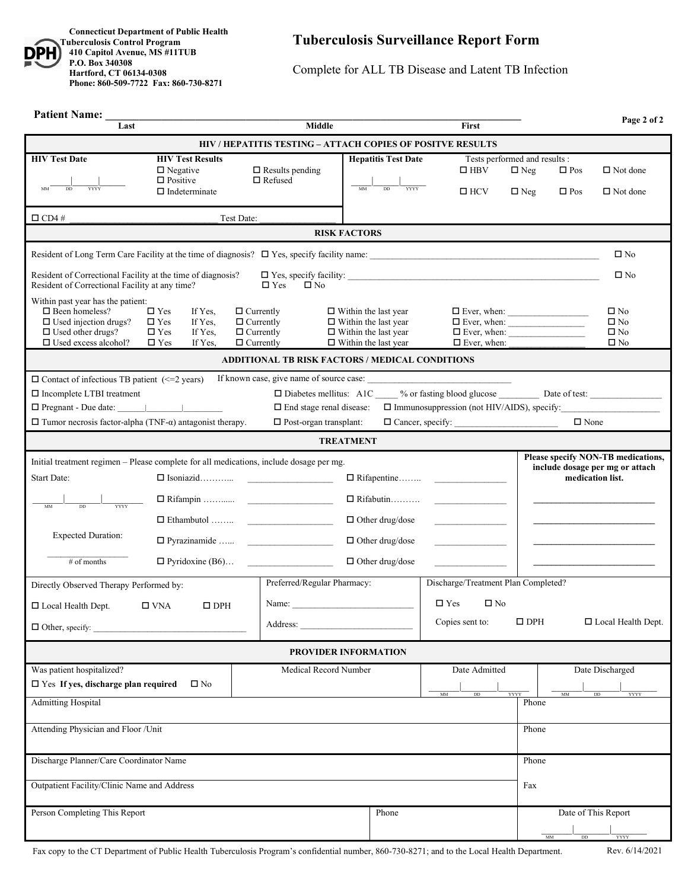Connecticut Department of Public Health
Tuberculosis Control Program
410 Capitol Avenue, MS #11TUB
P.O. Box 340308
Hartford, CT 06134-0308
Phone: 860-509-7722 Fax: 860-730-8271

# Tuberculosis Surveillance Report Form

Complete for ALL TB Disease and Latent TB Infection

**Patient Name:** ______________________________________________
Last Middle First

Page 2 of 2

## HIV / HEPATITIS TESTING – ATTACH COPIES OF POSITVE RESULTS

**HIV Test Date**
____|____|____
MM DD YYYY

**HIV Test Results**
☐ Negative ☐ Results pending
☐ Positive ☐ Refused
☐ Indeterminate

**Hepatitis Test Date**
____|____|____
MM DD YYYY

Tests performed and results :
☐ HBV ☐ Neg ☐ Pos ☐ Not done
☐ HCV ☐ Neg ☐ Pos ☐ Not done

☐ CD4 # ______________________ Test Date: ____________

## RISK FACTORS

Resident of Long Term Care Facility at the time of diagnosis? ☐ Yes, specify facility name: ______________________ ☐ No

Resident of Correctional Facility at the time of diagnosis? ☐ Yes, specify facility: ______________________ ☐ No
Resident of Correctional Facility at any time? ☐ Yes ☐ No

Within past year has the patient:

| | | | | | | |
|---|---|---|---|---|---|---|
| ☐ Been homeless? | ☐ Yes | If Yes, | ☐ Currently | ☐ Within the last year | ☐ Ever, when: ________ | ☐ No |
| ☐ Used injection drugs? | ☐ Yes | If Yes, | ☐ Currently | ☐ Within the last year | ☐ Ever, when: ________ | ☐ No |
| ☐ Used other drugs? | ☐ Yes | If Yes, | ☐ Currently | ☐ Within the last year | ☐ Ever, when: ________ | ☐ No |
| ☐ Used excess alcohol? | ☐ Yes | If Yes, | ☐ Currently | ☐ Within the last year | ☐ Ever, when: ________ | ☐ No |

## ADDITIONAL TB RISK FACTORS / MEDICAL CONDITIONS

☐ Contact of infectious TB patient (<=2 years) If known case, give name of source case: ______________________

☐ Incomplete LTBI treatment ☐ Diabetes mellitus: A1C _____ % or fasting blood glucose _________ Date of test: ____________

☐ Pregnant - Due date: ____|____|____ ☐ End stage renal disease: ☐ Immunosuppression (not HIV/AIDS), specify: ____________

☐ Tumor necrosis factor-alpha (TNF-α) antagonist therapy. ☐ Post-organ transplant: ☐ Cancer, specify: ____________ ☐ None

## TREATMENT

Initial treatment regimen – Please complete for all medications, include dosage per mg.

Start Date:
____|____|____
MM DD YYYY

Expected Duration:
____________
# of months

| | | | |
|---|---|---|---|
| ☐ Isoniazid……….. | __________ | ☐ Rifapentine…….. | __________ |
| ☐ Rifampin ……..... | __________ | ☐ Rifabutin………. | __________ |
| ☐ Ethambutol …….. | __________ | ☐ Other drug/dose | __________ |
| ☐ Pyrazinamide …... | __________ | ☐ Other drug/dose | __________ |
| ☐ Pyridoxine (B6)… | __________ | ☐ Other drug/dose | __________ |

**Please specify NON-TB medications, include dosage per mg or attach medication list.**
______________________
______________________
______________________
______________________

Directly Observed Therapy Performed by:
☐ Local Health Dept. ☐ VNA ☐ DPH
☐ Other, specify: ______________________

Preferred/Regular Pharmacy:
Name: ______________________
Address: ______________________

Discharge/Treatment Plan Completed?
☐ Yes ☐ No
Copies sent to: ☐ DPH ☐ Local Health Dept.

## PROVIDER INFORMATION

| Was patient hospitalized? ☐ Yes **If yes, discharge plan required** ☐ No | Medical Record Number | Date Admitted ____\|____\|____ MM DD YYYY | Date Discharged ____\|____\|____ MM DD YYYY |
|---|---|---|---|
| Admitting Hospital | | | Phone |
| Attending Physician and Floor /Unit | | | Phone |
| Discharge Planner/Care Coordinator Name | | | Phone |
| Outpatient Facility/Clinic Name and Address | | | Fax |
| Person Completing This Report | | Phone | Date of This Report ____\|____\|____ MM DD YYYY |

Fax copy to the CT Department of Public Health Tuberculosis Program's confidential number, 860-730-8271; and to the Local Health Department.

Rev. 6/14/2021